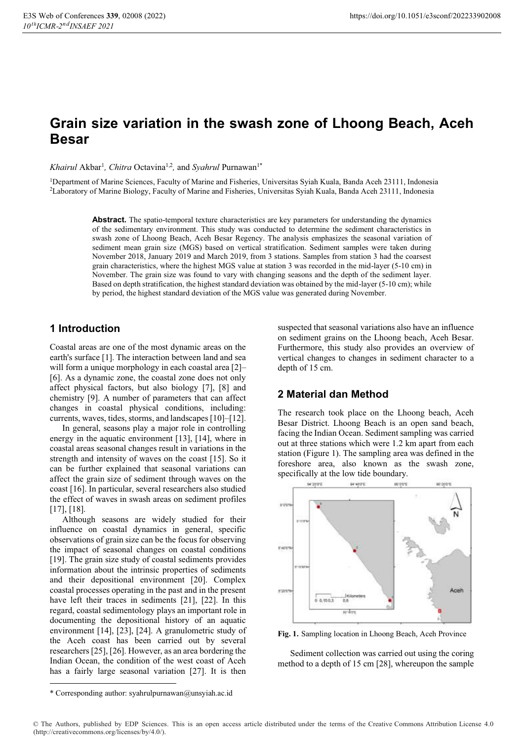# Grain size variation in the swash zone of Lhoong Beach, Aceh Besar

*Khairul* Akbar[1], *Chitra* Octavina[1,2], and *Syahrul* Purnawan[1*]

[1]Department of Marine Sciences, Faculty of Marine and Fisheries, Universitas Syiah Kuala, Banda Aceh 23111, Indonesia
[2]Laboratory of Marine Biology, Faculty of Marine and Fisheries, Universitas Syiah Kuala, Banda Aceh 23111, Indonesia

**Abstract.** The spatio-temporal texture characteristics are key parameters for understanding the dynamics of the sedimentary environment. This study was conducted to determine the sediment characteristics in swash zone of Lhoong Beach, Aceh Besar Regency. The analysis emphasizes the seasonal variation of sediment mean grain size (MGS) based on vertical stratification. Sediment samples were taken during November 2018, January 2019 and March 2019, from 3 stations. Samples from station 3 had the coarsest grain characteristics, where the highest MGS value at station 3 was recorded in the mid-layer (5-10 cm) in November. The grain size was found to vary with changing seasons and the depth of the sediment layer. Based on depth stratification, the highest standard deviation was obtained by the mid-layer (5-10 cm); while by period, the highest standard deviation of the MGS value was generated during November.

## 1 Introduction

Coastal areas are one of the most dynamic areas on the earth's surface [1]. The interaction between land and sea will form a unique morphology in each coastal area [2]–[6]. As a dynamic zone, the coastal zone does not only affect physical factors, but also biology [7], [8] and chemistry [9]. A number of parameters that can affect changes in coastal physical conditions, including: currents, waves, tides, storms, and landscapes [10]–[12].

In general, seasons play a major role in controlling energy in the aquatic environment [13], [14], where in coastal areas seasonal changes result in variations in the strength and intensity of waves on the coast [15]. So it can be further explained that seasonal variations can affect the grain size of sediment through waves on the coast [16]. In particular, several researchers also studied the effect of waves in swash areas on sediment profiles [17], [18].

Although seasons are widely studied for their influence on coastal dynamics in general, specific observations of grain size can be the focus for observing the impact of seasonal changes on coastal conditions [19]. The grain size study of coastal sediments provides information about the intrinsic properties of sediments and their depositional environment [20]. Complex coastal processes operating in the past and in the present have left their traces in sediments [21], [22]. In this regard, coastal sedimentology plays an important role in documenting the depositional history of an aquatic environment [14], [23], [24]. A granulometric study of the Aceh coast has been carried out by several researchers [25], [26]. However, as an area bordering the Indian Ocean, the condition of the west coast of Aceh has a fairly large seasonal variation [27]. It is then suspected that seasonal variations also have an influence on sediment grains on the Lhoong beach, Aceh Besar. Furthermore, this study also provides an overview of vertical changes to changes in sediment character to a depth of 15 cm.

## 2 Material dan Method

The research took place on the Lhoong beach, Aceh Besar District. Lhoong Beach is an open sand beach, facing the Indian Ocean. Sediment sampling was carried out at three stations which were 1.2 km apart from each station (Figure 1). The sampling area was defined in the foreshore area, also known as the swash zone, specifically at the low tide boundary.

**Fig. 1.** Sampling location in Lhoong Beach, Aceh Province

Sediment collection was carried out using the coring method to a depth of 15 cm [28], whereupon the sample

* Corresponding author: syahrulpurnawan@unsyiah.ac.id

© The Authors, published by EDP Sciences. This is an open access article distributed under the terms of the Creative Commons Attribution License 4.0 (http://creativecommons.org/licenses/by/4.0/).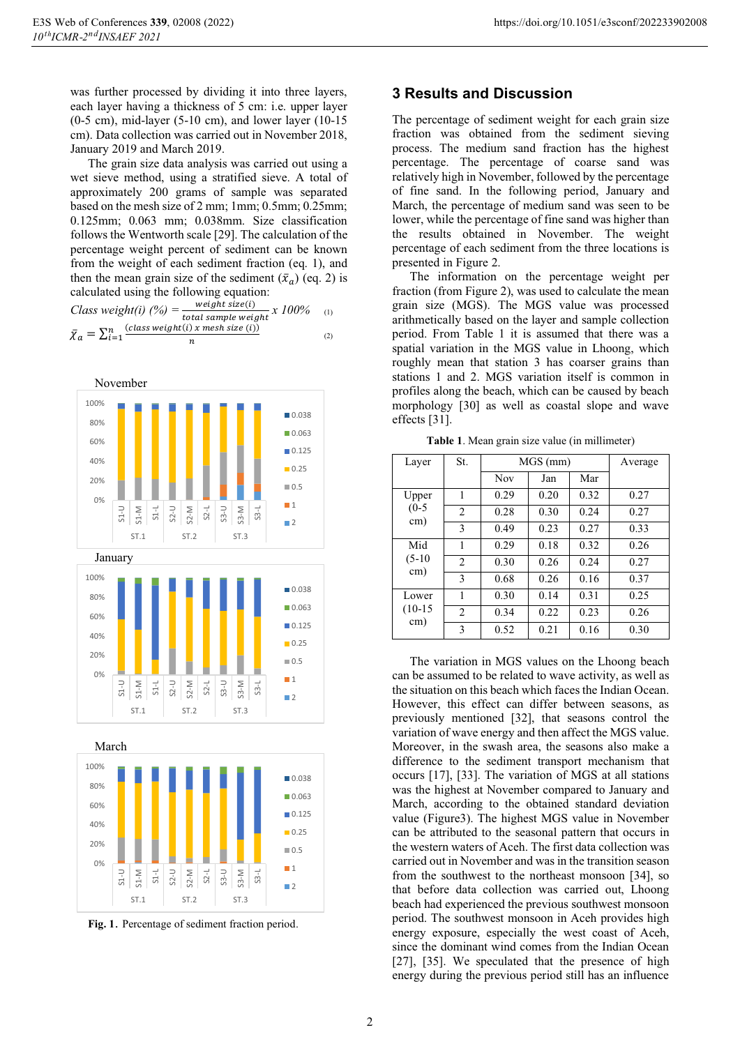was further processed by dividing it into three layers, each layer having a thickness of 5 cm: i.e. upper layer (0-5 cm), mid-layer (5-10 cm), and lower layer (10-15 cm). Data collection was carried out in November 2018, January 2019 and March 2019.

The grain size data analysis was carried out using a wet sieve method, using a stratified sieve. A total of approximately 200 grams of sample was separated based on the mesh size of 2 mm; 1mm; 0.5mm; 0.25mm; 0.125mm; 0.063 mm; 0.038mm. Size classification follows the Wentworth scale [29]. The calculation of the percentage weight percent of sediment can be known from the weight of each sediment fraction (eq. 1), and then the mean grain size of the sediment ($\bar{x}_a$) (eq. 2) is calculated using the following equation:

$$\text{Class weight(i) (\%)} = \frac{\text{weight size(i)}}{\text{total sample weight}} \times 100\% \tag{1}$$

$$\bar{x}_a = \sum_{i=1}^{n} \frac{(\text{class weight(i)} \times \text{mesh size (i)})}{n} \tag{2}$$

Fig. 1. Percentage of sediment fraction period.

# 3 Results and Discussion

The percentage of sediment weight for each grain size fraction was obtained from the sediment sieving process. The medium sand fraction has the highest percentage. The percentage of coarse sand was relatively high in November, followed by the percentage of fine sand. In the following period, January and March, the percentage of medium sand was seen to be lower, while the percentage of fine sand was higher than the results obtained in November. The weight percentage of each sediment from the three locations is presented in Figure 2.

The information on the percentage weight per fraction (from Figure 2), was used to calculate the mean grain size (MGS). The MGS value was processed arithmetically based on the layer and sample collection period. From Table 1 it is assumed that there was a spatial variation in the MGS value in Lhoong, which roughly mean that station 3 has coarser grains than stations 1 and 2. MGS variation itself is common in profiles along the beach, which can be caused by beach morphology [30] as well as coastal slope and wave effects [31].

**Table 1.** Mean grain size value (in millimeter)

| Layer | St. | MGS (mm) | | | Average |
|---|---|---|---|---|---|
| | | Nov | Jan | Mar | |
| Upper (0-5 cm) | 1 | 0.29 | 0.20 | 0.32 | 0.27 |
| | 2 | 0.28 | 0.30 | 0.24 | 0.27 |
| | 3 | 0.49 | 0.23 | 0.27 | 0.33 |
| Mid (5-10 cm) | 1 | 0.29 | 0.18 | 0.32 | 0.26 |
| | 2 | 0.30 | 0.26 | 0.24 | 0.27 |
| | 3 | 0.68 | 0.26 | 0.16 | 0.37 |
| Lower (10-15 cm) | 1 | 0.30 | 0.14 | 0.31 | 0.25 |
| | 2 | 0.34 | 0.22 | 0.23 | 0.26 |
| | 3 | 0.52 | 0.21 | 0.16 | 0.30 |

The variation in MGS values on the Lhoong beach can be assumed to be related to wave activity, as well as the situation on this beach which faces the Indian Ocean. However, this effect can differ between seasons, as previously mentioned [32], that seasons control the variation of wave energy and then affect the MGS value. Moreover, in the swash area, the seasons also make a difference to the sediment transport mechanism that occurs [17], [33]. The variation of MGS at all stations was the highest at November compared to January and March, according to the obtained standard deviation value (Figure3). The highest MGS value in November can be attributed to the seasonal pattern that occurs in the western waters of Aceh. The first data collection was carried out in November and was in the transition season from the southwest to the northeast monsoon [34], so that before data collection was carried out, Lhoong beach had experienced the previous southwest monsoon period. The southwest monsoon in Aceh provides high energy exposure, especially the west coast of Aceh, since the dominant wind comes from the Indian Ocean [27], [35]. We speculated that the presence of high energy during the previous period still has an influence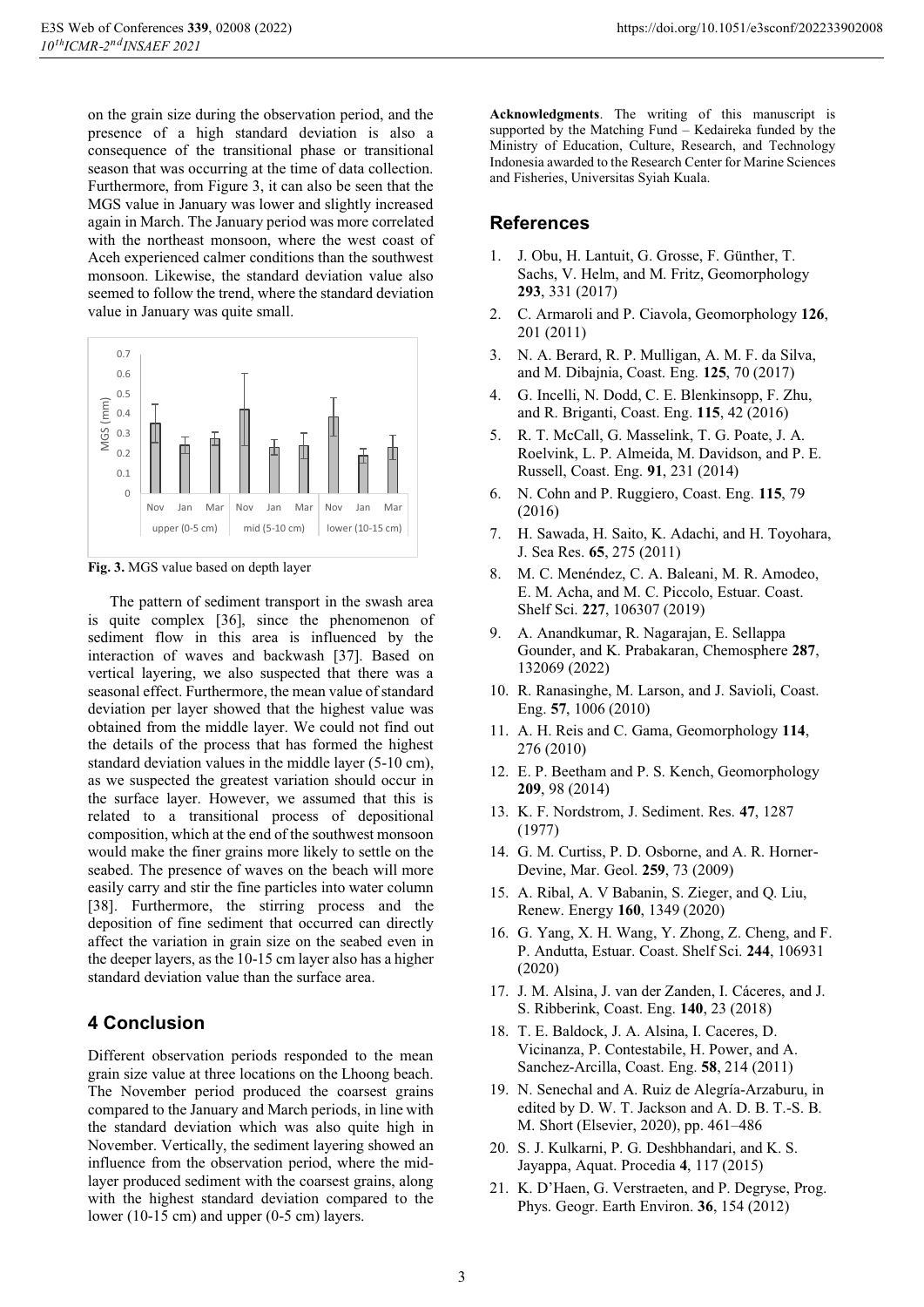on the grain size during the observation period, and the presence of a high standard deviation is also a consequence of the transitional phase or transitional season that was occurring at the time of data collection. Furthermore, from Figure 3, it can also be seen that the MGS value in January was lower and slightly increased again in March. The January period was more correlated with the northeast monsoon, where the west coast of Aceh experienced calmer conditions than the southwest monsoon. Likewise, the standard deviation value also seemed to follow the trend, where the standard deviation value in January was quite small.

**Fig. 3.** MGS value based on depth layer

The pattern of sediment transport in the swash area is quite complex [36], since the phenomenon of sediment flow in this area is influenced by the interaction of waves and backwash [37]. Based on vertical layering, we also suspected that there was a seasonal effect. Furthermore, the mean value of standard deviation per layer showed that the highest value was obtained from the middle layer. We could not find out the details of the process that has formed the highest standard deviation values in the middle layer (5-10 cm), as we suspected the greatest variation should occur in the surface layer. However, we assumed that this is related to a transitional process of depositional composition, which at the end of the southwest monsoon would make the finer grains more likely to settle on the seabed. The presence of waves on the beach will more easily carry and stir the fine particles into water column [38]. Furthermore, the stirring process and the deposition of fine sediment that occurred can directly affect the variation in grain size on the seabed even in the deeper layers, as the 10-15 cm layer also has a higher standard deviation value than the surface area.

## 4 Conclusion

Different observation periods responded to the mean grain size value at three locations on the Lhoong beach. The November period produced the coarsest grains compared to the January and March periods, in line with the standard deviation which was also quite high in November. Vertically, the sediment layering showed an influence from the observation period, where the mid-layer produced sediment with the coarsest grains, along with the highest standard deviation compared to the lower (10-15 cm) and upper (0-5 cm) layers.

**Acknowledgments**. The writing of this manuscript is supported by the Matching Fund – Kedaireka funded by the Ministry of Education, Culture, Research, and Technology Indonesia awarded to the Research Center for Marine Sciences and Fisheries, Universitas Syiah Kuala.

## References

1. J. Obu, H. Lantuit, G. Grosse, F. Günther, T. Sachs, V. Helm, and M. Fritz, Geomorphology **293**, 331 (2017)
2. C. Armaroli and P. Ciavola, Geomorphology **126**, 201 (2011)
3. N. A. Berard, R. P. Mulligan, A. M. F. da Silva, and M. Dibajnia, Coast. Eng. **125**, 70 (2017)
4. G. Incelli, N. Dodd, C. E. Blenkinsopp, F. Zhu, and R. Briganti, Coast. Eng. **115**, 42 (2016)
5. R. T. McCall, G. Masselink, T. G. Poate, J. A. Roelvink, L. P. Almeida, M. Davidson, and P. E. Russell, Coast. Eng. **91**, 231 (2014)
6. N. Cohn and P. Ruggiero, Coast. Eng. **115**, 79 (2016)
7. H. Sawada, H. Saito, K. Adachi, and H. Toyohara, J. Sea Res. **65**, 275 (2011)
8. M. C. Menéndez, C. A. Baleani, M. R. Amodeo, E. M. Acha, and M. C. Piccolo, Estuar. Coast. Shelf Sci. **227**, 106307 (2019)
9. A. Anandkumar, R. Nagarajan, E. Sellappa Gounder, and K. Prabakaran, Chemosphere **287**, 132069 (2022)
10. R. Ranasinghe, M. Larson, and J. Savioli, Coast. Eng. **57**, 1006 (2010)
11. A. H. Reis and C. Gama, Geomorphology **114**, 276 (2010)
12. E. P. Beetham and P. S. Kench, Geomorphology **209**, 98 (2014)
13. K. F. Nordstrom, J. Sediment. Res. **47**, 1287 (1977)
14. G. M. Curtiss, P. D. Osborne, and A. R. Horner-Devine, Mar. Geol. **259**, 73 (2009)
15. A. Ribal, A. V Babanin, S. Zieger, and Q. Liu, Renew. Energy **160**, 1349 (2020)
16. G. Yang, X. H. Wang, Y. Zhong, Z. Cheng, and F. P. Andutta, Estuar. Coast. Shelf Sci. **244**, 106931 (2020)
17. J. M. Alsina, J. van der Zanden, I. Cáceres, and J. S. Ribberink, Coast. Eng. **140**, 23 (2018)
18. T. E. Baldock, J. A. Alsina, I. Caceres, D. Vicinanza, P. Contestabile, H. Power, and A. Sanchez-Arcilla, Coast. Eng. **58**, 214 (2011)
19. N. Senechal and A. Ruiz de Alegría-Arzaburu, in edited by D. W. T. Jackson and A. D. B. T.-S. B. M. Short (Elsevier, 2020), pp. 461–486
20. S. J. Kulkarni, P. G. Deshbhandari, and K. S. Jayappa, Aquat. Procedia **4**, 117 (2015)
21. K. D'Haen, G. Verstraeten, and P. Degryse, Prog. Phys. Geogr. Earth Environ. **36**, 154 (2012)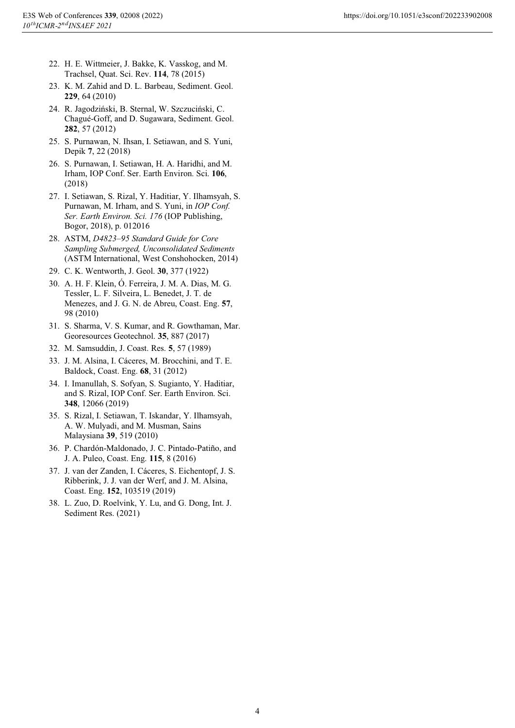22. H. E. Wittmeier, J. Bakke, K. Vasskog, and M. Trachsel, Quat. Sci. Rev. **114**, 78 (2015)
23. K. M. Zahid and D. L. Barbeau, Sediment. Geol. **229**, 64 (2010)
24. R. Jagodziński, B. Sternal, W. Szczuciński, C. Chagué-Goff, and D. Sugawara, Sediment. Geol. **282**, 57 (2012)
25. S. Purnawan, N. Ihsan, I. Setiawan, and S. Yuni, Depik **7**, 22 (2018)
26. S. Purnawan, I. Setiawan, H. A. Haridhi, and M. Irham, IOP Conf. Ser. Earth Environ. Sci. **106**, (2018)
27. I. Setiawan, S. Rizal, Y. Haditiar, Y. Ilhamsyah, S. Purnawan, M. Irham, and S. Yuni, in *IOP Conf. Ser. Earth Environ. Sci. 176* (IOP Publishing, Bogor, 2018), p. 012016
28. ASTM, *D4823–95 Standard Guide for Core Sampling Submerged, Unconsolidated Sediments* (ASTM International, West Conshohocken, 2014)
29. C. K. Wentworth, J. Geol. **30**, 377 (1922)
30. A. H. F. Klein, Ó. Ferreira, J. M. A. Dias, M. G. Tessler, L. F. Silveira, L. Benedet, J. T. de Menezes, and J. G. N. de Abreu, Coast. Eng. **57**, 98 (2010)
31. S. Sharma, V. S. Kumar, and R. Gowthaman, Mar. Georesources Geotechnol. **35**, 887 (2017)
32. M. Samsuddin, J. Coast. Res. **5**, 57 (1989)
33. J. M. Alsina, I. Cáceres, M. Brocchini, and T. E. Baldock, Coast. Eng. **68**, 31 (2012)
34. I. Imanullah, S. Sofyan, S. Sugianto, Y. Haditiar, and S. Rizal, IOP Conf. Ser. Earth Environ. Sci. **348**, 12066 (2019)
35. S. Rizal, I. Setiawan, T. Iskandar, Y. Ilhamsyah, A. W. Mulyadi, and M. Musman, Sains Malaysiana **39**, 519 (2010)
36. P. Chardón-Maldonado, J. C. Pintado-Patiño, and J. A. Puleo, Coast. Eng. **115**, 8 (2016)
37. J. van der Zanden, I. Cáceres, S. Eichentopf, J. S. Ribberink, J. J. van der Werf, and J. M. Alsina, Coast. Eng. **152**, 103519 (2019)
38. L. Zuo, D. Roelvink, Y. Lu, and G. Dong, Int. J. Sediment Res. (2021)